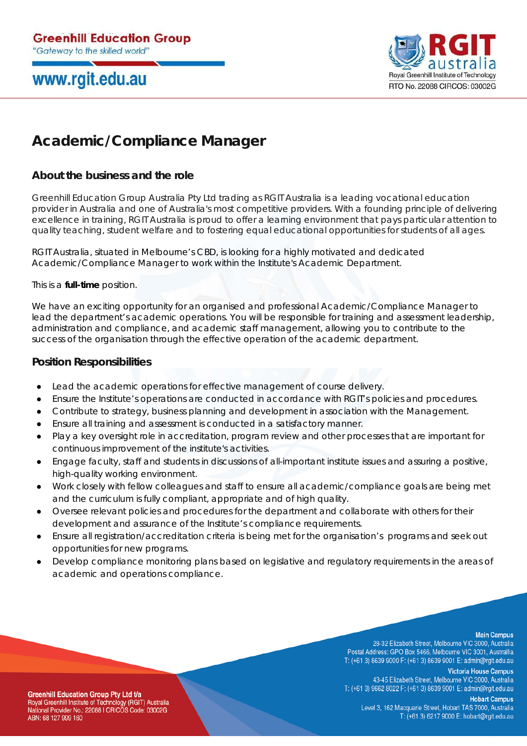# Academic/Compliance Manager

## About the business and the role

Greenhill Education Group Australia Pty Ltd trading as RGIT Australia is a leading vocational education provider in Australia and one of Australia's most competitive providers. With a founding principle of delivering excellence in training, RGIT Australia is proud to offer a learning environment that pays particular attention to quality teaching, student welfare and to fostering equal educational opportunities for students of all ages.

RGIT Australia, situated in Melbourne's CBD, is looking for a highly motivated and dedicated Academic/Compliance Manager to work within the Institute's Academic Department.

This is a **full-time** position.

We have an exciting opportunity for an organised and professional Academic/Compliance Manager to lead the department's academic operations. You will be responsible for training and assessment leadership, administration and compliance, and academic staff management, allowing you to contribute to the success of the organisation through the effective operation of the academic department.

## Position Responsibilities

- Lead the academic operations for effective management of course delivery.
- Ensure the Institute's operations are conducted in accordance with RGIT's policies and procedures.
- Contribute to strategy, business planning and development in association with the Management.
- Ensure all training and assessment is conducted in a satisfactory manner.
- Play a key oversight role in accreditation, program review and other processes that are important for continuous improvement of the institute's activities.
- Engage faculty, staff and students in discussions of all-important institute issues and assuring a positive, high-quality working environment.
- Work closely with fellow colleagues and staff to ensure all academic/compliance goals are being met and the curriculum is fully compliant, appropriate and of high quality.
- Oversee relevant policies and procedures for the department and collaborate with others for their development and assurance of the Institute's compliance requirements.
- Ensure all registration/accreditation criteria is being met for the organisation's programs and seek out opportunities for new programs.
- Develop compliance monitoring plans based on legislative and regulatory requirements in the areas of academic and operations compliance.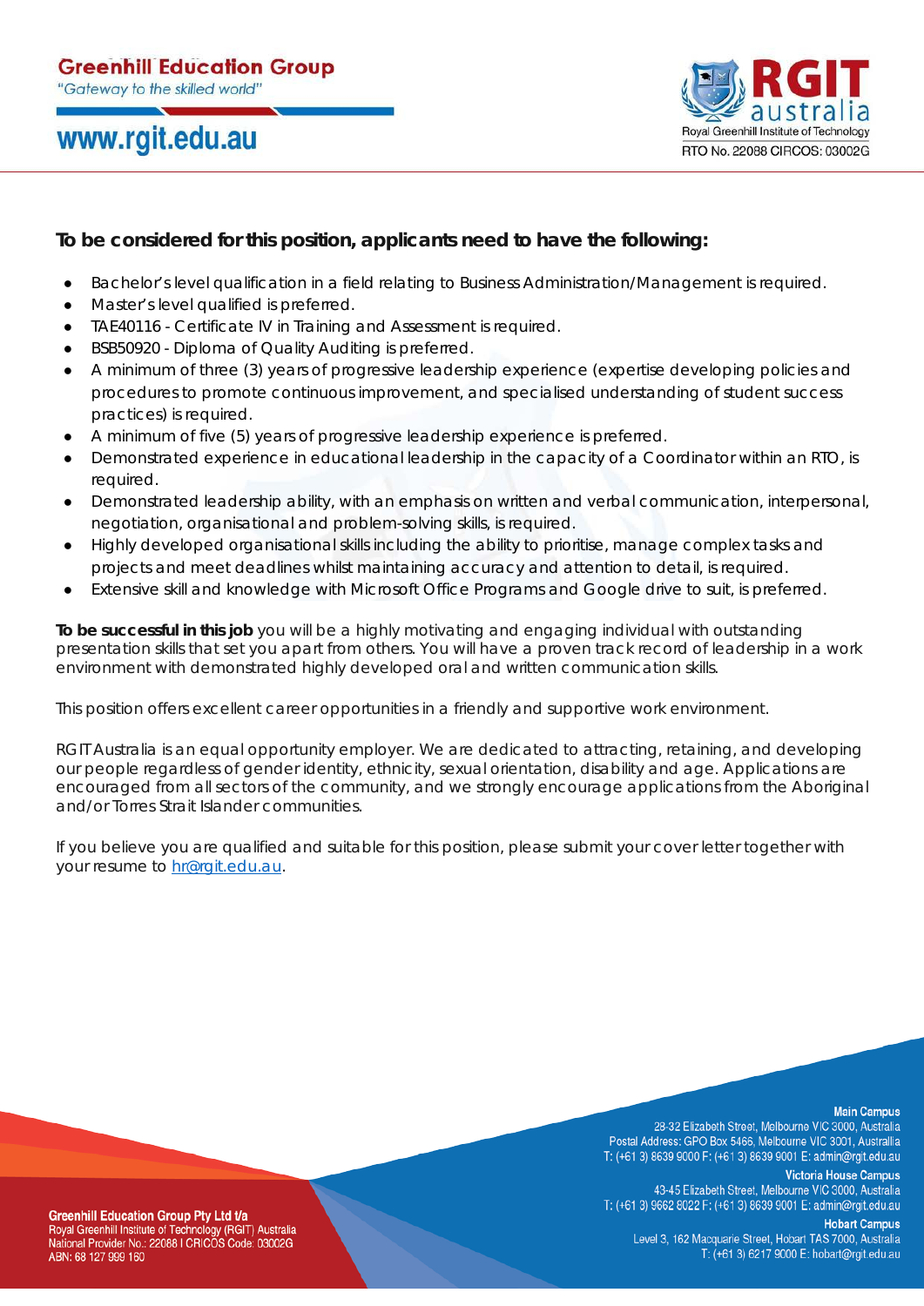## To be considered for this position, applicants need to have the following:

- Bachelor's level qualification in a field relating to Business Administration/Management is required.
- Master's level qualified is preferred.
- TAE40116 - Certificate IV in Training and Assessment is required.
- BSB50920 - Diploma of Quality Auditing is preferred.
- A minimum of three (3) years of progressive leadership experience (expertise developing policies and procedures to promote continuous improvement, and specialised understanding of student success practices) is required.
- A minimum of five (5) years of progressive leadership experience is preferred.
- Demonstrated experience in educational leadership in the capacity of a Coordinator within an RTO, is required.
- Demonstrated leadership ability, with an emphasis on written and verbal communication, interpersonal, negotiation, organisational and problem-solving skills, is required.
- Highly developed organisational skills including the ability to prioritise, manage complex tasks and projects and meet deadlines whilst maintaining accuracy and attention to detail, is required.
- Extensive skill and knowledge with Microsoft Office Programs and Google drive to suit, is preferred.

**To be successful in this job** you will be a highly motivating and engaging individual with outstanding presentation skills that set you apart from others. You will have a proven track record of leadership in a work environment with demonstrated highly developed oral and written communication skills.

This position offers excellent career opportunities in a friendly and supportive work environment.

RGIT Australia is an equal opportunity employer. We are dedicated to attracting, retaining, and developing our people regardless of gender identity, ethnicity, sexual orientation, disability and age. Applications are encouraged from all sectors of the community, and we strongly encourage applications from the Aboriginal and/or Torres Strait Islander communities.

If you believe you are qualified and suitable for this position, please submit your cover letter together with your resume to hr@rgit.edu.au.